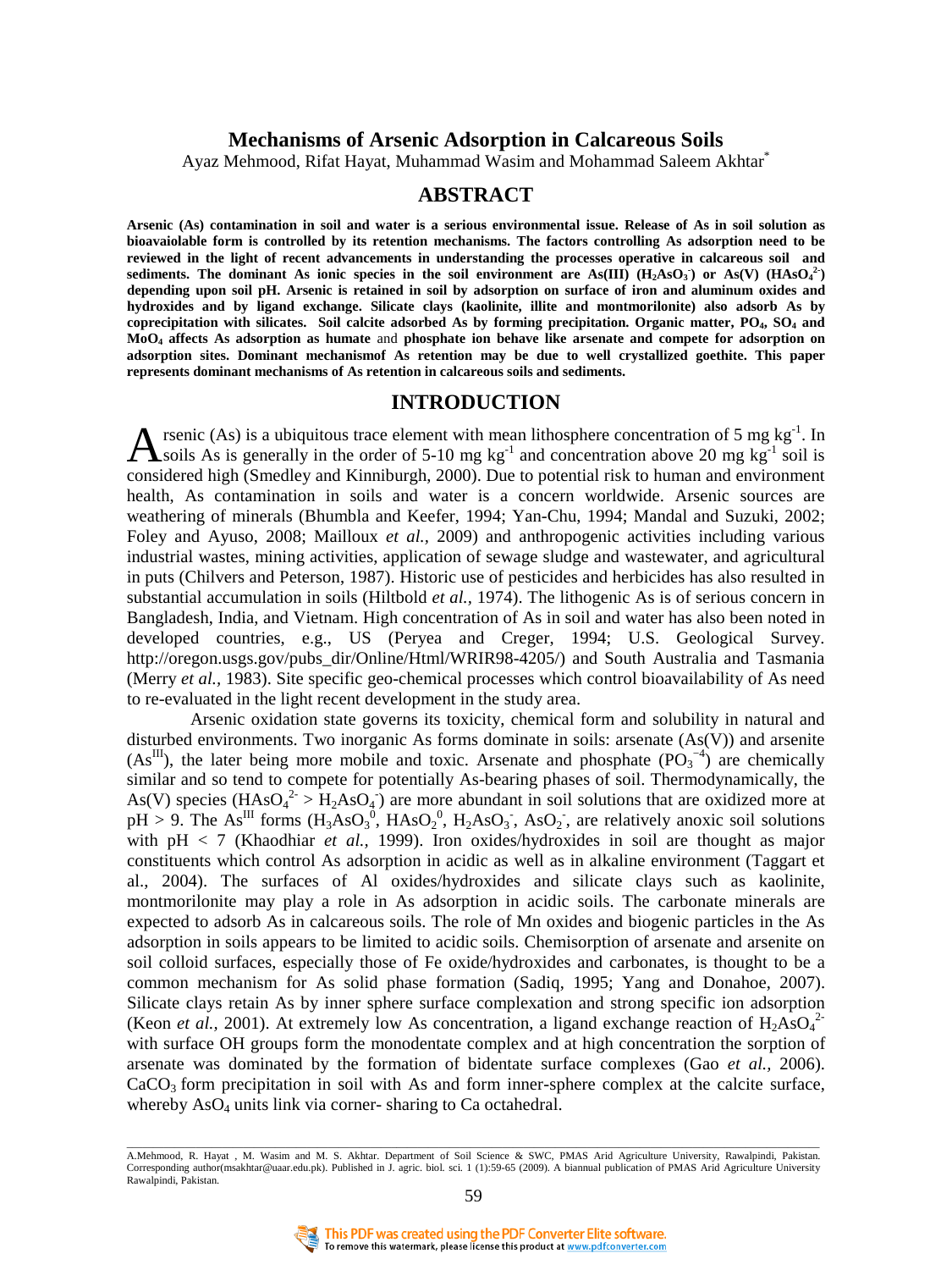# Mechanisms of Arsenic Adsorption in Calcareous Soils

Ayaz Mehmood, Rifat Hayat, Muhammad Wasim and Mohammad Saleem Akhtar*

## ABSTRACT

**Arsenic (As) contamination in soil and water is a serious environmental issue. Release of As in soil solution as bioavaiolable form is controlled by its retention mechanisms. The factors controlling As adsorption need to be reviewed in the light of recent advancements in understanding the processes operative in calcareous soil and sediments. The dominant As ionic species in the soil environment are As(III) ($H_2AsO_3^-$) or As(V) ($HAsO_4^{2-}$) depending upon soil pH. Arsenic is retained in soil by adsorption on surface of iron and aluminum oxides and hydroxides and by ligand exchange. Silicate clays (kaolinite, illite and montmorilonite) also adsorb As by coprecipitation with silicates. Soil calcite adsorbed As by forming precipitation. Organic matter, $PO_4$, $SO_4$ and $MoO_4$ affects As adsorption as humate** and **phosphate ion behave like arsenate and compete for adsorption on adsorption sites. Dominant mechanismof As retention may be due to well crystallized goethite. This paper represents dominant mechanisms of As retention in calcareous soils and sediments.**

## INTRODUCTION

Arsenic (As) is a ubiquitous trace element with mean lithosphere concentration of 5 mg $kg^{-1}$. In soils As is generally in the order of 5-10 mg $kg^{-1}$ and concentration above 20 mg $kg^{-1}$ soil is considered high (Smedley and Kinniburgh, 2000). Due to potential risk to human and environment health, As contamination in soils and water is a concern worldwide. Arsenic sources are weathering of minerals (Bhumbla and Keefer, 1994; Yan-Chu, 1994; Mandal and Suzuki, 2002; Foley and Ayuso, 2008; Mailloux *et al.,* 2009) and anthropogenic activities including various industrial wastes, mining activities, application of sewage sludge and wastewater, and agricultural in puts (Chilvers and Peterson, 1987). Historic use of pesticides and herbicides has also resulted in substantial accumulation in soils (Hiltbold *et al.,* 1974). The lithogenic As is of serious concern in Bangladesh, India, and Vietnam. High concentration of As in soil and water has also been noted in developed countries, e.g., US (Peryea and Creger, 1994; U.S. Geological Survey. http://oregon.usgs.gov/pubs_dir/Online/Html/WRIR98-4205/) and South Australia and Tasmania (Merry *et al.,* 1983). Site specific geo-chemical processes which control bioavailability of As need to re-evaluated in the light recent development in the study area.

Arsenic oxidation state governs its toxicity, chemical form and solubility in natural and disturbed environments. Two inorganic As forms dominate in soils: arsenate (As(V)) and arsenite ($As^{III}$), the later being more mobile and toxic. Arsenate and phosphate ($PO_3^{-4}$) are chemically similar and so tend to compete for potentially As-bearing phases of soil. Thermodynamically, the As(V) species ($HAsO_4^{2-} > H_2AsO_4^-$) are more abundant in soil solutions that are oxidized more at pH > 9. The $As^{III}$ forms ($H_3AsO_3^0$, $HAsO_2^0$, $H_2AsO_3^-$, $AsO_2^-$, are relatively anoxic soil solutions with pH < 7 (Khaodhiar *et al.,* 1999). Iron oxides/hydroxides in soil are thought as major constituents which control As adsorption in acidic as well as in alkaline environment (Taggart et al., 2004). The surfaces of Al oxides/hydroxides and silicate clays such as kaolinite, montmorilonite may play a role in As adsorption in acidic soils. The carbonate minerals are expected to adsorb As in calcareous soils. The role of Mn oxides and biogenic particles in the As adsorption in soils appears to be limited to acidic soils. Chemisorption of arsenate and arsenite on soil colloid surfaces, especially those of Fe oxide/hydroxides and carbonates, is thought to be a common mechanism for As solid phase formation (Sadiq, 1995; Yang and Donahoe, 2007). Silicate clays retain As by inner sphere surface complexation and strong specific ion adsorption (Keon *et al.,* 2001). At extremely low As concentration, a ligand exchange reaction of $H_2AsO_4^{2-}$ with surface OH groups form the monodentate complex and at high concentration the sorption of arsenate was dominated by the formation of bidentate surface complexes (Gao *et al.,* 2006). $CaCO_3$ form precipitation in soil with As and form inner-sphere complex at the calcite surface, whereby $AsO_4$ units link via corner- sharing to Ca octahedral.

---

A.Mehmood, R. Hayat , M. Wasim and M. S. Akhtar. Department of Soil Science & SWC, PMAS Arid Agriculture University, Rawalpindi, Pakistan. Corresponding author(msakhtar@uaar.edu.pk). Published in J. agric. biol. sci. 1 (1):59-65 (2009). A biannual publication of PMAS Arid Agriculture University Rawalpindi, Pakistan.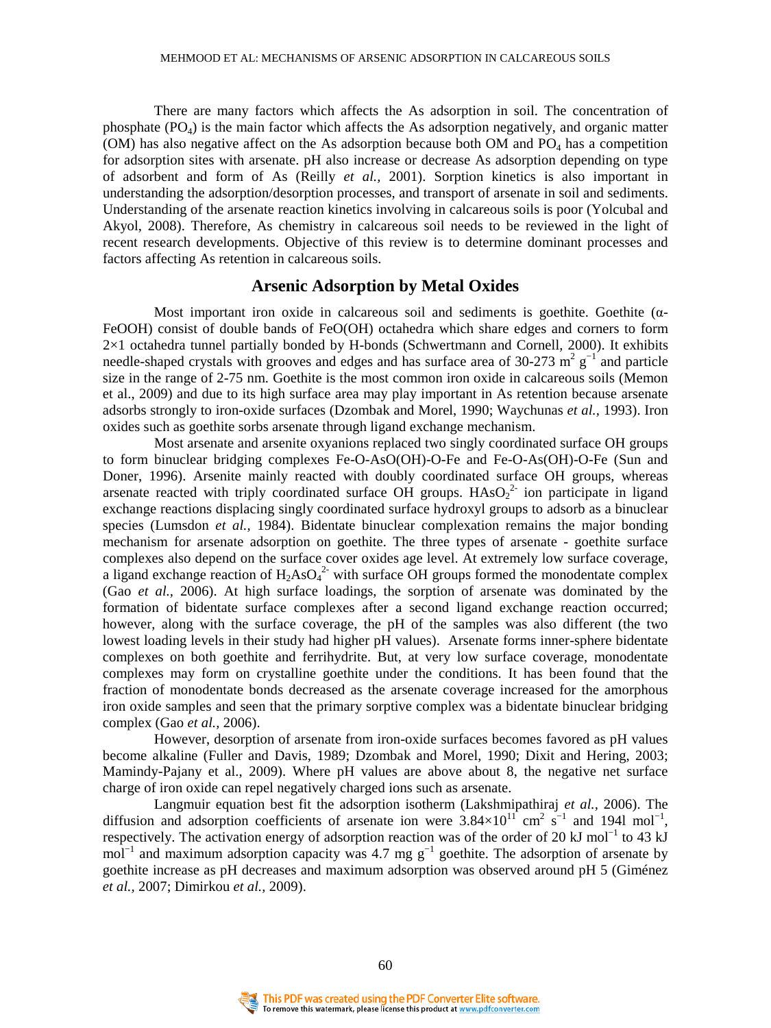There are many factors which affects the As adsorption in soil. The concentration of phosphate ($PO_4$) is the main factor which affects the As adsorption negatively, and organic matter (OM) has also negative affect on the As adsorption because both OM and $PO_4$ has a competition for adsorption sites with arsenate. pH also increase or decrease As adsorption depending on type of adsorbent and form of As (Reilly *et al.,* 2001). Sorption kinetics is also important in understanding the adsorption/desorption processes, and transport of arsenate in soil and sediments. Understanding of the arsenate reaction kinetics involving in calcareous soils is poor (Yolcubal and Akyol, 2008). Therefore, As chemistry in calcareous soil needs to be reviewed in the light of recent research developments. Objective of this review is to determine dominant processes and factors affecting As retention in calcareous soils.

## Arsenic Adsorption by Metal Oxides

Most important iron oxide in calcareous soil and sediments is goethite. Goethite (α-FeOOH) consist of double bands of FeO(OH) octahedra which share edges and corners to form 2×1 octahedra tunnel partially bonded by H-bonds (Schwertmann and Cornell, 2000). It exhibits needle-shaped crystals with grooves and edges and has surface area of 30-273 $m^2$ $g^{-1}$ and particle size in the range of 2-75 nm. Goethite is the most common iron oxide in calcareous soils (Memon et al., 2009) and due to its high surface area may play important in As retention because arsenate adsorbs strongly to iron-oxide surfaces (Dzombak and Morel, 1990; Waychunas *et al.,* 1993). Iron oxides such as goethite sorbs arsenate through ligand exchange mechanism.

Most arsenate and arsenite oxyanions replaced two singly coordinated surface OH groups to form binuclear bridging complexes Fe-O-AsO(OH)-O-Fe and Fe-O-As(OH)-O-Fe (Sun and Doner, 1996). Arsenite mainly reacted with doubly coordinated surface OH groups, whereas arsenate reacted with triply coordinated surface OH groups. $HAsO_2^{2-}$ ion participate in ligand exchange reactions displacing singly coordinated surface hydroxyl groups to adsorb as a binuclear species (Lumsdon *et al.,* 1984). Bidentate binuclear complexation remains the major bonding mechanism for arsenate adsorption on goethite. The three types of arsenate - goethite surface complexes also depend on the surface cover oxides age level. At extremely low surface coverage, a ligand exchange reaction of $H_2AsO_4^{2-}$ with surface OH groups formed the monodentate complex (Gao *et al.,* 2006). At high surface loadings, the sorption of arsenate was dominated by the formation of bidentate surface complexes after a second ligand exchange reaction occurred; however, along with the surface coverage, the pH of the samples was also different (the two lowest loading levels in their study had higher pH values). Arsenate forms inner-sphere bidentate complexes on both goethite and ferrihydrite. But, at very low surface coverage, monodentate complexes may form on crystalline goethite under the conditions. It has been found that the fraction of monodentate bonds decreased as the arsenate coverage increased for the amorphous iron oxide samples and seen that the primary sorptive complex was a bidentate binuclear bridging complex (Gao *et al.,* 2006).

However, desorption of arsenate from iron-oxide surfaces becomes favored as pH values become alkaline (Fuller and Davis, 1989; Dzombak and Morel, 1990; Dixit and Hering, 2003; Mamindy-Pajany et al., 2009). Where pH values are above about 8, the negative net surface charge of iron oxide can repel negatively charged ions such as arsenate.

Langmuir equation best fit the adsorption isotherm (Lakshmipathiraj *et al.,* 2006). The diffusion and adsorption coefficients of arsenate ion were $3.84\times10^{11}$ $cm^2$ $s^{-1}$ and 194l $mol^{-1}$, respectively. The activation energy of adsorption reaction was of the order of 20 kJ $mol^{-1}$ to 43 kJ $mol^{-1}$ and maximum adsorption capacity was 4.7 mg $g^{-1}$ goethite. The adsorption of arsenate by goethite increase as pH decreases and maximum adsorption was observed around pH 5 (Giménez *et al.,* 2007; Dimirkou *et al.,* 2009).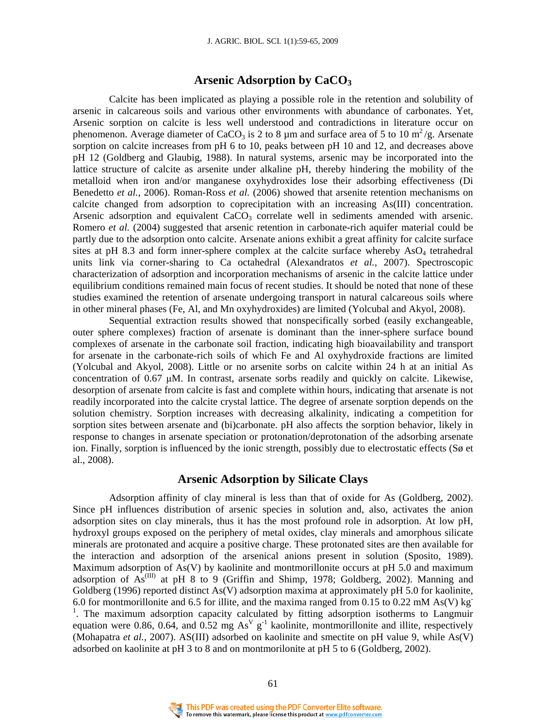## Arsenic Adsorption by $CaCO_3$

Calcite has been implicated as playing a possible role in the retention and solubility of arsenic in calcareous soils and various other environments with abundance of carbonates. Yet, Arsenic sorption on calcite is less well understood and contradictions in literature occur on phenomenon. Average diameter of $CaCO_3$ is 2 to 8 µm and surface area of 5 to 10 $m^2/g$. Arsenate sorption on calcite increases from pH 6 to 10, peaks between pH 10 and 12, and decreases above pH 12 (Goldberg and Glaubig, 1988). In natural systems, arsenic may be incorporated into the lattice structure of calcite as arsenite under alkaline pH, thereby hindering the mobility of the metalloid when iron and/or manganese oxyhydroxides lose their adsorbing effectiveness (Di Benedetto *et al.,* 2006). Roman-Ross *et al.* (2006) showed that arsenite retention mechanisms on calcite changed from adsorption to coprecipitation with an increasing As(III) concentration. Arsenic adsorption and equivalent $CaCO_3$ correlate well in sediments amended with arsenic. Romero *et al.* (2004) suggested that arsenic retention in carbonate-rich aquifer material could be partly due to the adsorption onto calcite. Arsenate anions exhibit a great affinity for calcite surface sites at pH 8.3 and form inner-sphere complex at the calcite surface whereby $AsO_4$ tetrahedral units link via corner-sharing to Ca octahedral (Alexandratos *et al.,* 2007). Spectroscopic characterization of adsorption and incorporation mechanisms of arsenic in the calcite lattice under equilibrium conditions remained main focus of recent studies. It should be noted that none of these studies examined the retention of arsenate undergoing transport in natural calcareous soils where in other mineral phases (Fe, Al, and Mn oxyhydroxides) are limited (Yolcubal and Akyol, 2008).

Sequential extraction results showed that nonspecifically sorbed (easily exchangeable, outer sphere complexes) fraction of arsenate is dominant than the inner-sphere surface bound complexes of arsenate in the carbonate soil fraction, indicating high bioavailability and transport for arsenate in the carbonate-rich soils of which Fe and Al oxyhydroxide fractions are limited (Yolcubal and Akyol, 2008). Little or no arsenite sorbs on calcite within 24 h at an initial As concentration of 0.67 μM. In contrast, arsenate sorbs readily and quickly on calcite. Likewise, desorption of arsenate from calcite is fast and complete within hours, indicating that arsenate is not readily incorporated into the calcite crystal lattice. The degree of arsenate sorption depends on the solution chemistry. Sorption increases with decreasing alkalinity, indicating a competition for sorption sites between arsenate and (bi)carbonate. pH also affects the sorption behavior, likely in response to changes in arsenate speciation or protonation/deprotonation of the adsorbing arsenate ion. Finally, sorption is influenced by the ionic strength, possibly due to electrostatic effects (Sø et al., 2008).

## Arsenic Adsorption by Silicate Clays

Adsorption affinity of clay mineral is less than that of oxide for As (Goldberg, 2002). Since pH influences distribution of arsenic species in solution and, also, activates the anion adsorption sites on clay minerals, thus it has the most profound role in adsorption. At low pH, hydroxyl groups exposed on the periphery of metal oxides, clay minerals and amorphous silicate minerals are protonated and acquire a positive charge. These protonated sites are then available for the interaction and adsorption of the arsenical anions present in solution (Sposito, 1989). Maximum adsorption of As(V) by kaolinite and montmorillonite occurs at pH 5.0 and maximum adsorption of $As^{(III)}$ at pH 8 to 9 (Griffin and Shimp, 1978; Goldberg, 2002). Manning and Goldberg (1996) reported distinct As(V) adsorption maxima at approximately pH 5.0 for kaolinite, 6.0 for montmorillonite and 6.5 for illite, and the maxima ranged from 0.15 to 0.22 mM As(V) $kg^{-1}$. The maximum adsorption capacity calculated by fitting adsorption isotherms to Langmuir equation were 0.86, 0.64, and 0.52 mg $As^V$ $g^{-1}$ kaolinite, montmorillonite and illite, respectively (Mohapatra *et al.,* 2007). AS(III) adsorbed on kaolinite and smectite on pH value 9, while As(V) adsorbed on kaolinite at pH 3 to 8 and on montmorilonite at pH 5 to 6 (Goldberg, 2002).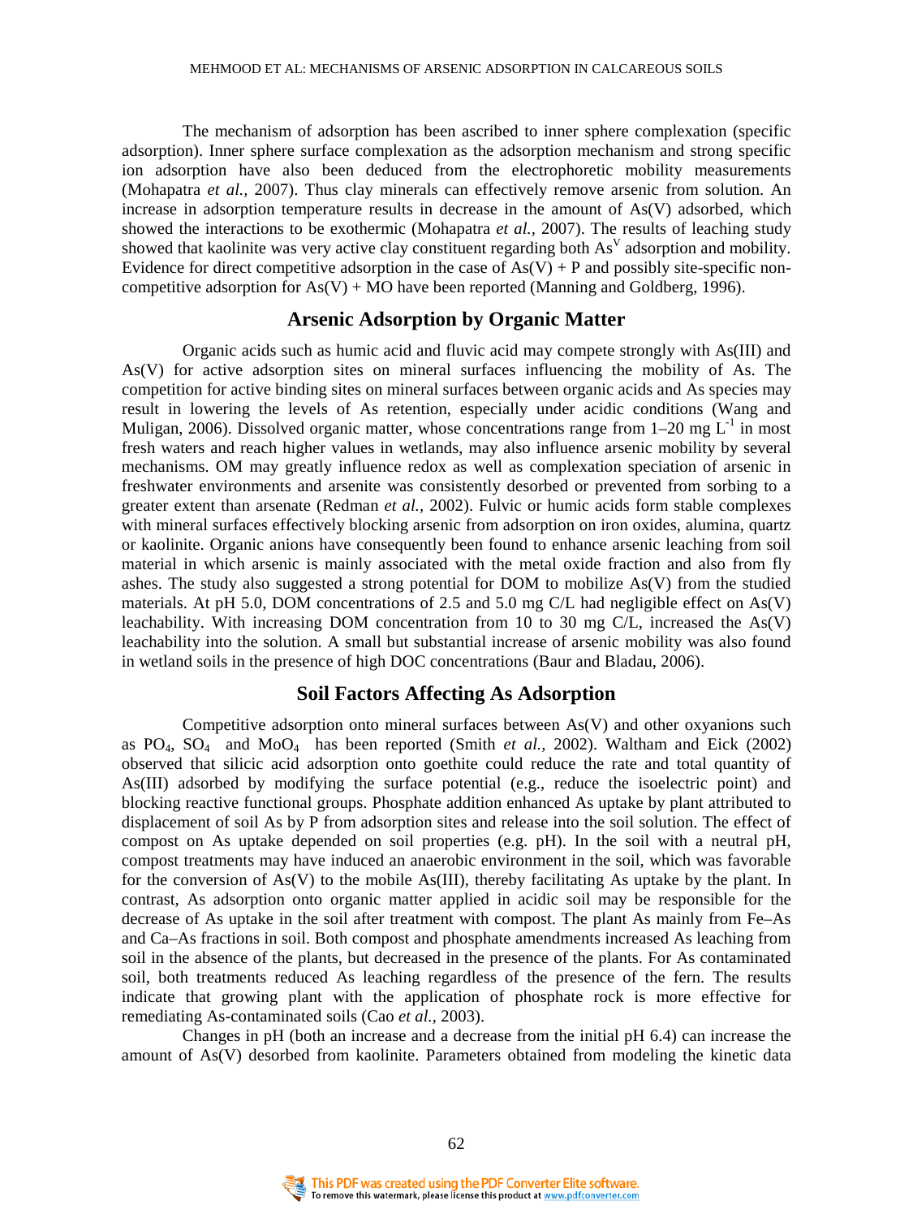The mechanism of adsorption has been ascribed to inner sphere complexation (specific adsorption). Inner sphere surface complexation as the adsorption mechanism and strong specific ion adsorption have also been deduced from the electrophoretic mobility measurements (Mohapatra *et al.,* 2007). Thus clay minerals can effectively remove arsenic from solution. An increase in adsorption temperature results in decrease in the amount of As(V) adsorbed, which showed the interactions to be exothermic (Mohapatra *et al.,* 2007). The results of leaching study showed that kaolinite was very active clay constituent regarding both $As^V$ adsorption and mobility. Evidence for direct competitive adsorption in the case of As(V) + P and possibly site-specific non-competitive adsorption for As(V) + MO have been reported (Manning and Goldberg, 1996).

## Arsenic Adsorption by Organic Matter

Organic acids such as humic acid and fluvic acid may compete strongly with As(III) and As(V) for active adsorption sites on mineral surfaces influencing the mobility of As. The competition for active binding sites on mineral surfaces between organic acids and As species may result in lowering the levels of As retention, especially under acidic conditions (Wang and Muligan, 2006). Dissolved organic matter, whose concentrations range from 1–20 mg $L^{-1}$ in most fresh waters and reach higher values in wetlands, may also influence arsenic mobility by several mechanisms. OM may greatly influence redox as well as complexation speciation of arsenic in freshwater environments and arsenite was consistently desorbed or prevented from sorbing to a greater extent than arsenate (Redman *et al.,* 2002). Fulvic or humic acids form stable complexes with mineral surfaces effectively blocking arsenic from adsorption on iron oxides, alumina, quartz or kaolinite. Organic anions have consequently been found to enhance arsenic leaching from soil material in which arsenic is mainly associated with the metal oxide fraction and also from fly ashes. The study also suggested a strong potential for DOM to mobilize As(V) from the studied materials. At pH 5.0, DOM concentrations of 2.5 and 5.0 mg C/L had negligible effect on As(V) leachability. With increasing DOM concentration from 10 to 30 mg C/L, increased the As(V) leachability into the solution. A small but substantial increase of arsenic mobility was also found in wetland soils in the presence of high DOC concentrations (Baur and Bladau, 2006).

## Soil Factors Affecting As Adsorption

Competitive adsorption onto mineral surfaces between As(V) and other oxyanions such as $PO_4$, $SO_4$ and $MoO_4$ has been reported (Smith *et al.,* 2002). Waltham and Eick (2002) observed that silicic acid adsorption onto goethite could reduce the rate and total quantity of As(III) adsorbed by modifying the surface potential (e.g., reduce the isoelectric point) and blocking reactive functional groups. Phosphate addition enhanced As uptake by plant attributed to displacement of soil As by P from adsorption sites and release into the soil solution. The effect of compost on As uptake depended on soil properties (e.g. pH). In the soil with a neutral pH, compost treatments may have induced an anaerobic environment in the soil, which was favorable for the conversion of As(V) to the mobile As(III), thereby facilitating As uptake by the plant. In contrast, As adsorption onto organic matter applied in acidic soil may be responsible for the decrease of As uptake in the soil after treatment with compost. The plant As mainly from Fe–As and Ca–As fractions in soil. Both compost and phosphate amendments increased As leaching from soil in the absence of the plants, but decreased in the presence of the plants. For As contaminated soil, both treatments reduced As leaching regardless of the presence of the fern. The results indicate that growing plant with the application of phosphate rock is more effective for remediating As-contaminated soils (Cao *et al.,* 2003).

Changes in pH (both an increase and a decrease from the initial pH 6.4) can increase the amount of As(V) desorbed from kaolinite. Parameters obtained from modeling the kinetic data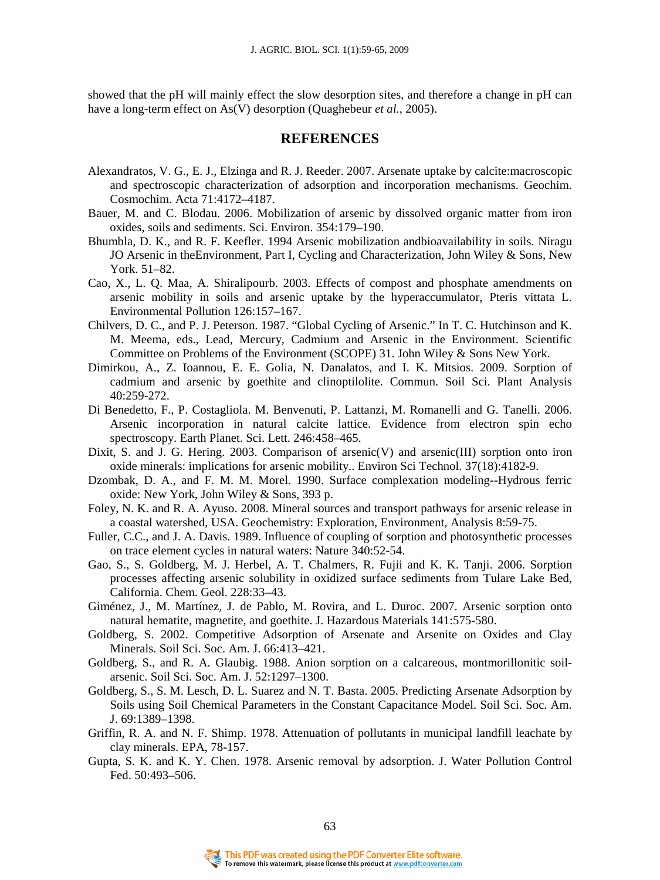showed that the pH will mainly effect the slow desorption sites, and therefore a change in pH can have a long-term effect on As(V) desorption (Quaghebeur *et al.*, 2005).

## REFERENCES

Alexandratos, V. G., E. J., Elzinga and R. J. Reeder. 2007. Arsenate uptake by calcite:macroscopic and spectroscopic characterization of adsorption and incorporation mechanisms. Geochim. Cosmochim. Acta 71:4172–4187.

Bauer, M. and C. Blodau. 2006. Mobilization of arsenic by dissolved organic matter from iron oxides, soils and sediments. Sci. Environ. 354:179–190.

Bhumbla, D. K., and R. F. Keefler. 1994 Arsenic mobilization andbioavailability in soils. Niragu JO Arsenic in theEnvironment, Part I, Cycling and Characterization, John Wiley & Sons, New York. 51–82.

Cao, X., L. Q. Maa, A. Shiralipourb. 2003. Effects of compost and phosphate amendments on arsenic mobility in soils and arsenic uptake by the hyperaccumulator, Pteris vittata L. Environmental Pollution 126:157–167.

Chilvers, D. C., and P. J. Peterson. 1987. “Global Cycling of Arsenic.” In T. C. Hutchinson and K. M. Meema, eds., Lead, Mercury, Cadmium and Arsenic in the Environment. Scientific Committee on Problems of the Environment (SCOPE) 31. John Wiley & Sons New York.

Dimirkou, A., Z. Ioannou, E. E. Golia, N. Danalatos, and I. K. Mitsios. 2009. Sorption of cadmium and arsenic by goethite and clinoptilolite. Commun. Soil Sci. Plant Analysis 40:259-272.

Di Benedetto, F., P. Costagliola. M. Benvenuti, P. Lattanzi, M. Romanelli and G. Tanelli. 2006. Arsenic incorporation in natural calcite lattice. Evidence from electron spin echo spectroscopy. Earth Planet. Sci. Lett. 246:458–465.

Dixit, S. and J. G. Hering. 2003. Comparison of arsenic(V) and arsenic(III) sorption onto iron oxide minerals: implications for arsenic mobility.. Environ Sci Technol. 37(18):4182-9.

Dzombak, D. A., and F. M. M. Morel. 1990. Surface complexation modeling--Hydrous ferric oxide: New York, John Wiley & Sons, 393 p.

Foley, N. K. and R. A. Ayuso. 2008. Mineral sources and transport pathways for arsenic release in a coastal watershed, USA. Geochemistry: Exploration, Environment, Analysis 8:59-75.

Fuller, C.C., and J. A. Davis. 1989. Influence of coupling of sorption and photosynthetic processes on trace element cycles in natural waters: Nature 340:52-54.

Gao, S., S. Goldberg, M. J. Herbel, A. T. Chalmers, R. Fujii and K. K. Tanji. 2006. Sorption processes affecting arsenic solubility in oxidized surface sediments from Tulare Lake Bed, California. Chem. Geol. 228:33–43.

Giménez, J., M. Martínez, J. de Pablo, M. Rovira, and L. Duroc. 2007. Arsenic sorption onto natural hematite, magnetite, and goethite. J. Hazardous Materials 141:575-580.

Goldberg, S. 2002. Competitive Adsorption of Arsenate and Arsenite on Oxides and Clay Minerals. Soil Sci. Soc. Am. J. 66:413–421.

Goldberg, S., and R. A. Glaubig. 1988. Anion sorption on a calcareous, montmorillonitic soil-arsenic. Soil Sci. Soc. Am. J. 52:1297–1300.

Goldberg, S., S. M. Lesch, D. L. Suarez and N. T. Basta. 2005. Predicting Arsenate Adsorption by Soils using Soil Chemical Parameters in the Constant Capacitance Model. Soil Sci. Soc. Am. J. 69:1389–1398.

Griffin, R. A. and N. F. Shimp. 1978. Attenuation of pollutants in municipal landfill leachate by clay minerals. EPA, 78-157.

Gupta, S. K. and K. Y. Chen. 1978. Arsenic removal by adsorption. J. Water Pollution Control Fed. 50:493–506.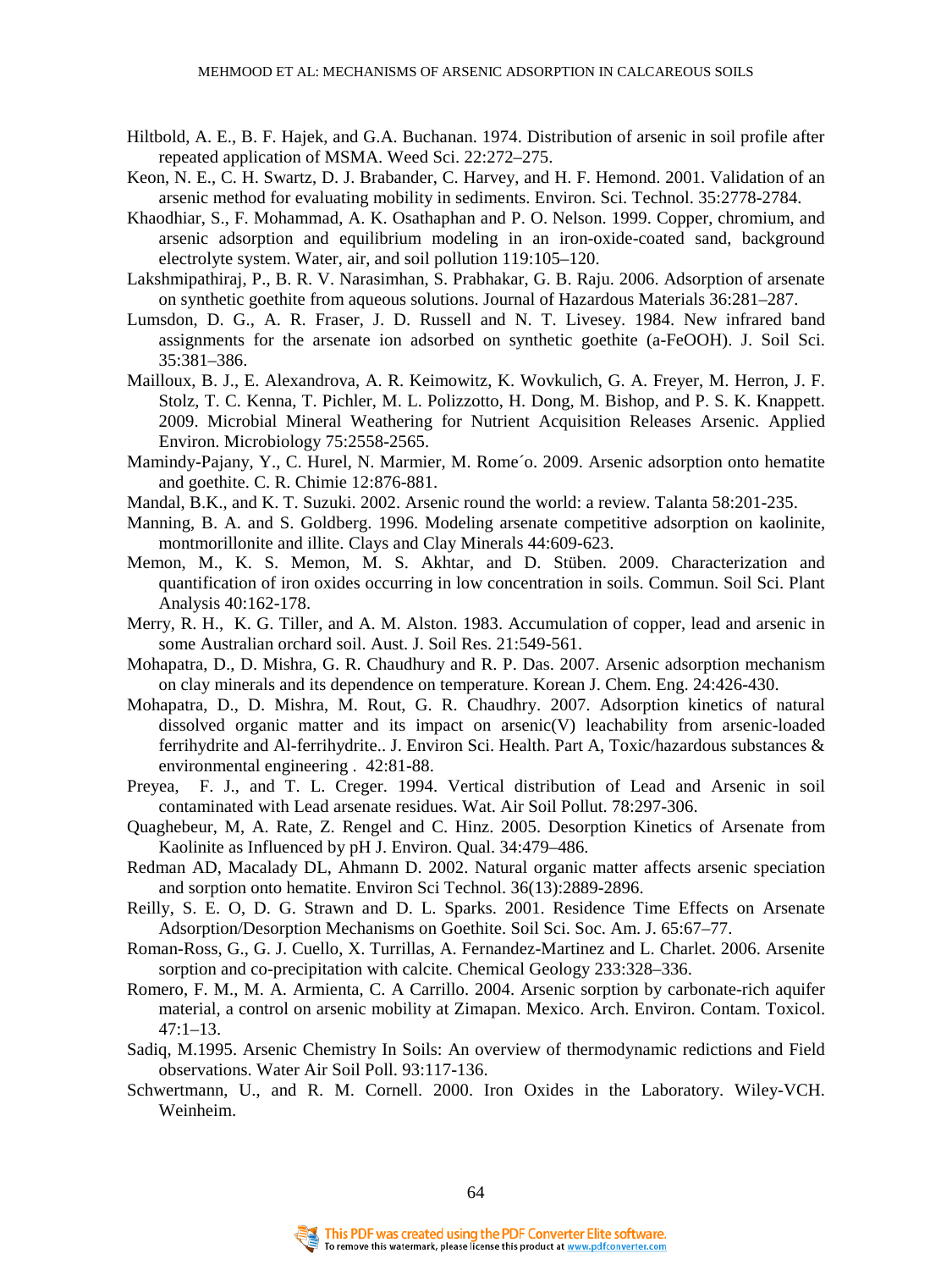Hiltbold, A. E., B. F. Hajek, and G.A. Buchanan. 1974. Distribution of arsenic in soil profile after repeated application of MSMA. Weed Sci. 22:272–275.

Keon, N. E., C. H. Swartz, D. J. Brabander, C. Harvey, and H. F. Hemond. 2001. Validation of an arsenic method for evaluating mobility in sediments. Environ. Sci. Technol. 35:2778-2784.

Khaodhiar, S., F. Mohammad, A. K. Osathaphan and P. O. Nelson. 1999. Copper, chromium, and arsenic adsorption and equilibrium modeling in an iron-oxide-coated sand, background electrolyte system. Water, air, and soil pollution 119:105–120.

Lakshmipathiraj, P., B. R. V. Narasimhan, S. Prabhakar, G. B. Raju. 2006. Adsorption of arsenate on synthetic goethite from aqueous solutions. Journal of Hazardous Materials 36:281–287.

Lumsdon, D. G., A. R. Fraser, J. D. Russell and N. T. Livesey. 1984. New infrared band assignments for the arsenate ion adsorbed on synthetic goethite (a-FeOOH). J. Soil Sci. 35:381–386.

Mailloux, B. J., E. Alexandrova, A. R. Keimowitz, K. Wovkulich, G. A. Freyer, M. Herron, J. F. Stolz, T. C. Kenna, T. Pichler, M. L. Polizzotto, H. Dong, M. Bishop, and P. S. K. Knappett. 2009. Microbial Mineral Weathering for Nutrient Acquisition Releases Arsenic. Applied Environ. Microbiology 75:2558-2565.

Mamindy-Pajany, Y., C. Hurel, N. Marmier, M. Rome´o. 2009. Arsenic adsorption onto hematite and goethite. C. R. Chimie 12:876-881.

Mandal, B.K., and K. T. Suzuki. 2002. Arsenic round the world: a review. Talanta 58:201-235.

Manning, B. A. and S. Goldberg. 1996. Modeling arsenate competitive adsorption on kaolinite, montmorillonite and illite. Clays and Clay Minerals 44:609-623.

Memon, M., K. S. Memon, M. S. Akhtar, and D. Stüben. 2009. Characterization and quantification of iron oxides occurring in low concentration in soils. Commun. Soil Sci. Plant Analysis 40:162-178.

Merry, R. H., K. G. Tiller, and A. M. Alston. 1983. Accumulation of copper, lead and arsenic in some Australian orchard soil. Aust. J. Soil Res. 21:549-561.

Mohapatra, D., D. Mishra, G. R. Chaudhury and R. P. Das. 2007. Arsenic adsorption mechanism on clay minerals and its dependence on temperature. Korean J. Chem. Eng. 24:426-430.

Mohapatra, D., D. Mishra, M. Rout, G. R. Chaudhry. 2007. Adsorption kinetics of natural dissolved organic matter and its impact on arsenic(V) leachability from arsenic-loaded ferrihydrite and Al-ferrihydrite.. J. Environ Sci. Health. Part A, Toxic/hazardous substances & environmental engineering . 42:81-88.

Preyea, F. J., and T. L. Creger. 1994. Vertical distribution of Lead and Arsenic in soil contaminated with Lead arsenate residues. Wat. Air Soil Pollut. 78:297-306.

Quaghebeur, M, A. Rate, Z. Rengel and C. Hinz. 2005. Desorption Kinetics of Arsenate from Kaolinite as Influenced by pH J. Environ. Qual. 34:479–486.

Redman AD, Macalady DL, Ahmann D. 2002. Natural organic matter affects arsenic speciation and sorption onto hematite. Environ Sci Technol. 36(13):2889-2896.

Reilly, S. E. O, D. G. Strawn and D. L. Sparks. 2001. Residence Time Effects on Arsenate Adsorption/Desorption Mechanisms on Goethite. Soil Sci. Soc. Am. J. 65:67–77.

Roman-Ross, G., G. J. Cuello, X. Turrillas, A. Fernandez-Martinez and L. Charlet. 2006. Arsenite sorption and co-precipitation with calcite. Chemical Geology 233:328–336.

Romero, F. M., M. A. Armienta, C. A Carrillo. 2004. Arsenic sorption by carbonate-rich aquifer material, a control on arsenic mobility at Zimapan. Mexico. Arch. Environ. Contam. Toxicol. 47:1–13.

Sadiq, M.1995. Arsenic Chemistry In Soils: An overview of thermodynamic redictions and Field observations. Water Air Soil Poll. 93:117-136.

Schwertmann, U., and R. M. Cornell. 2000. Iron Oxides in the Laboratory. Wiley-VCH. Weinheim.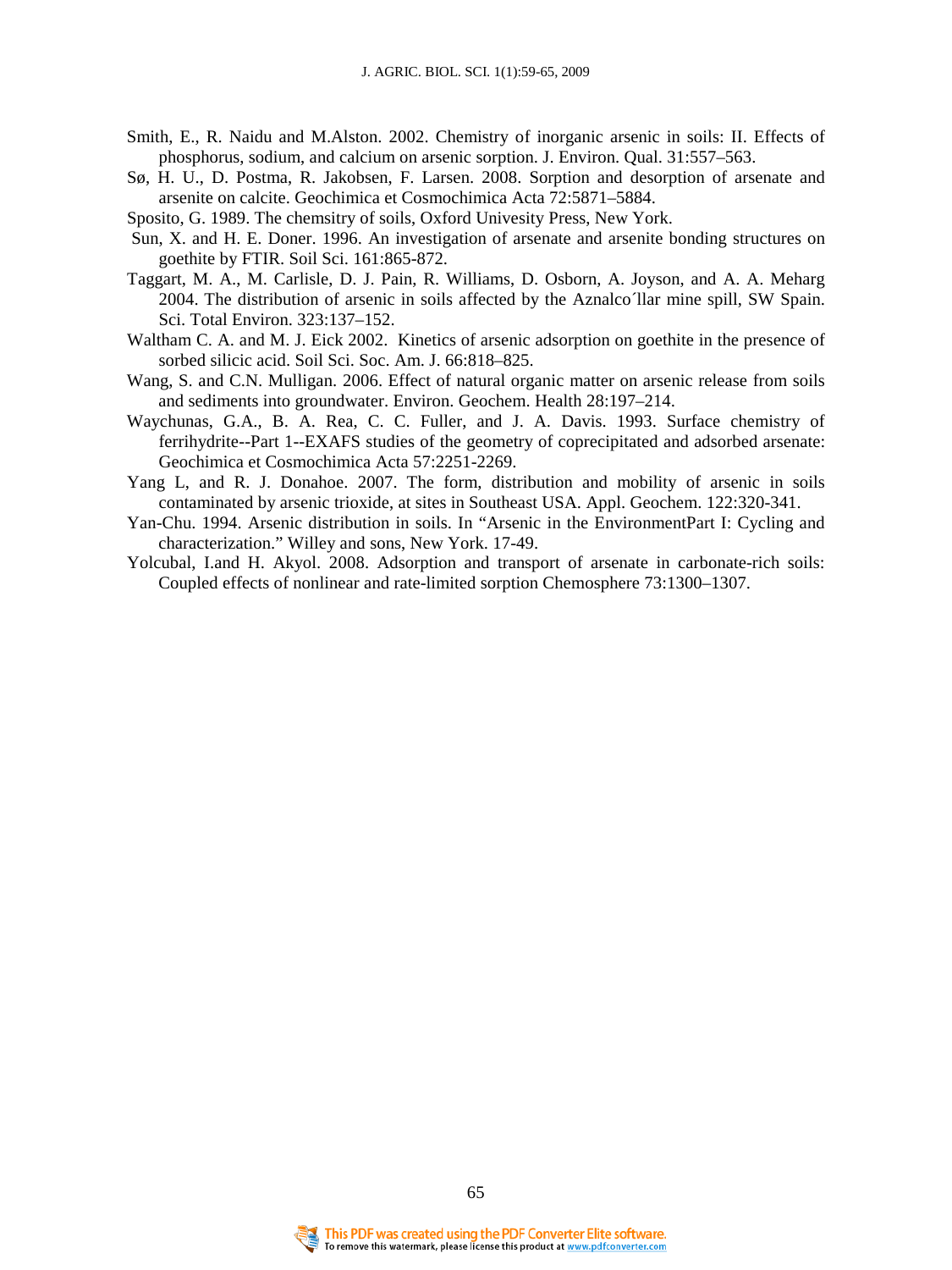Smith, E., R. Naidu and M.Alston. 2002. Chemistry of inorganic arsenic in soils: II. Effects of phosphorus, sodium, and calcium on arsenic sorption. J. Environ. Qual. 31:557–563.

Sø, H. U., D. Postma, R. Jakobsen, F. Larsen. 2008. Sorption and desorption of arsenate and arsenite on calcite. Geochimica et Cosmochimica Acta 72:5871–5884.

Sposito, G. 1989. The chemsitry of soils, Oxford Univesity Press, New York.

Sun, X. and H. E. Doner. 1996. An investigation of arsenate and arsenite bonding structures on goethite by FTIR. Soil Sci. 161:865-872.

Taggart, M. A., M. Carlisle, D. J. Pain, R. Williams, D. Osborn, A. Joyson, and A. A. Meharg 2004. The distribution of arsenic in soils affected by the Aznalco´llar mine spill, SW Spain. Sci. Total Environ. 323:137–152.

Waltham C. A. and M. J. Eick 2002. Kinetics of arsenic adsorption on goethite in the presence of sorbed silicic acid. Soil Sci. Soc. Am. J. 66:818–825.

Wang, S. and C.N. Mulligan. 2006. Effect of natural organic matter on arsenic release from soils and sediments into groundwater. Environ. Geochem. Health 28:197–214.

Waychunas, G.A., B. A. Rea, C. C. Fuller, and J. A. Davis. 1993. Surface chemistry of ferrihydrite--Part 1--EXAFS studies of the geometry of coprecipitated and adsorbed arsenate: Geochimica et Cosmochimica Acta 57:2251-2269.

Yang L, and R. J. Donahoe. 2007. The form, distribution and mobility of arsenic in soils contaminated by arsenic trioxide, at sites in Southeast USA. Appl. Geochem. 122:320-341.

Yan-Chu. 1994. Arsenic distribution in soils. In “Arsenic in the EnvironmentPart I: Cycling and characterization.” Willey and sons, New York. 17-49.

Yolcubal, I.and H. Akyol. 2008. Adsorption and transport of arsenate in carbonate-rich soils: Coupled effects of nonlinear and rate-limited sorption Chemosphere 73:1300–1307.